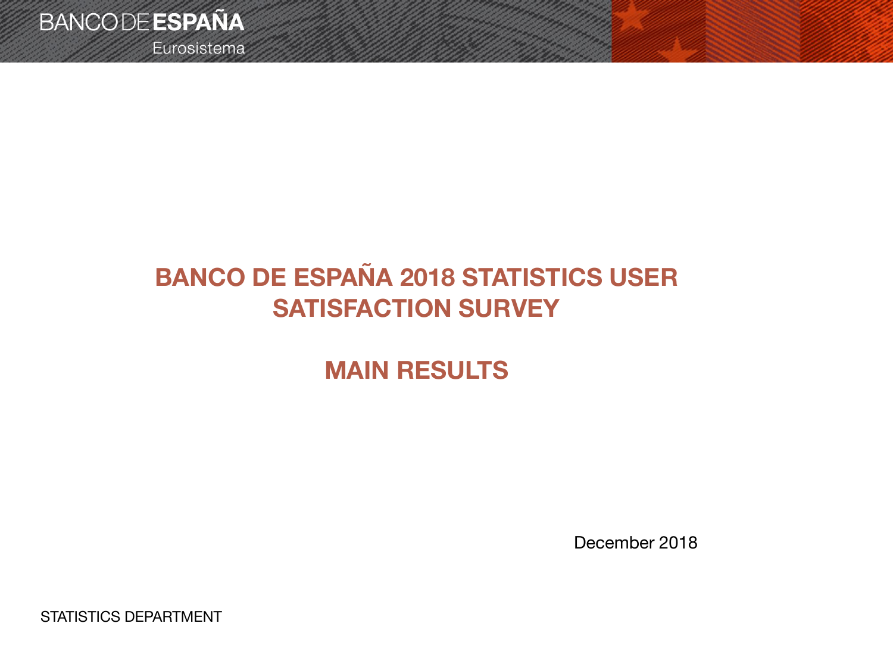BANCO DE ESPAÑA
Eurosistema

# BANCO DE ESPAÑA 2018 STATISTICS USER SATISFACTION SURVEY

## MAIN RESULTS

December 2018

STATISTICS DEPARTMENT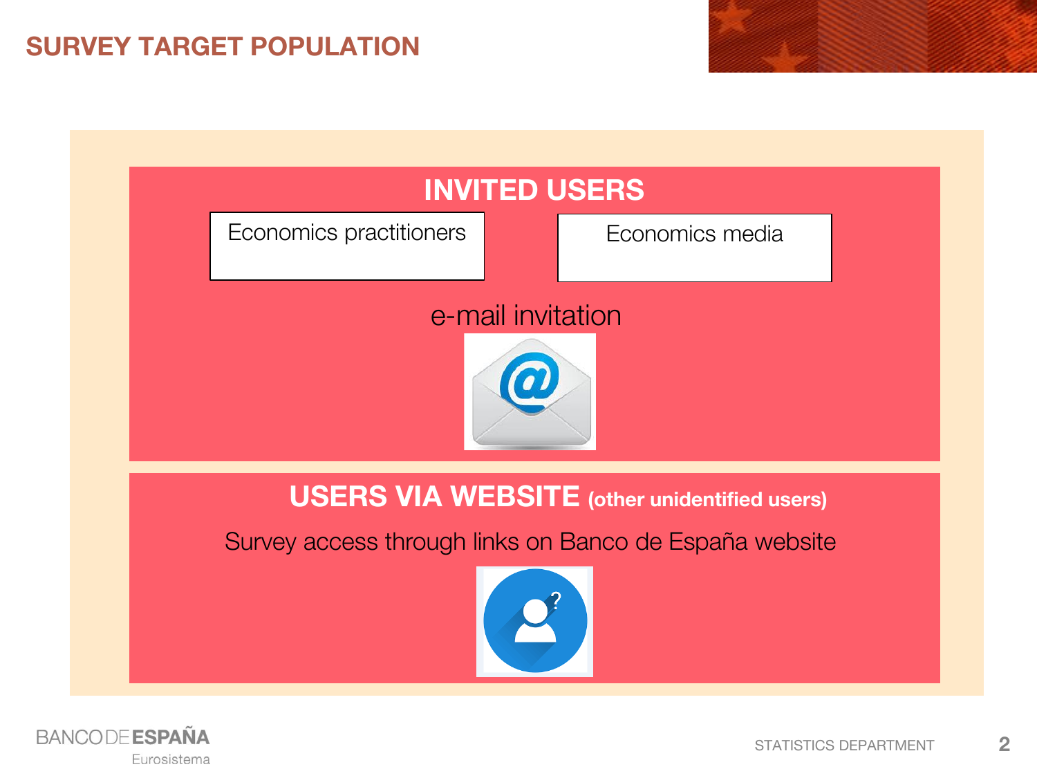# SURVEY TARGET POPULATION

## INVITED USERS

- Economics practitioners
- Economics media

e-mail invitation

## USERS VIA WEBSITE (other unidentified users)

Survey access through links on Banco de España website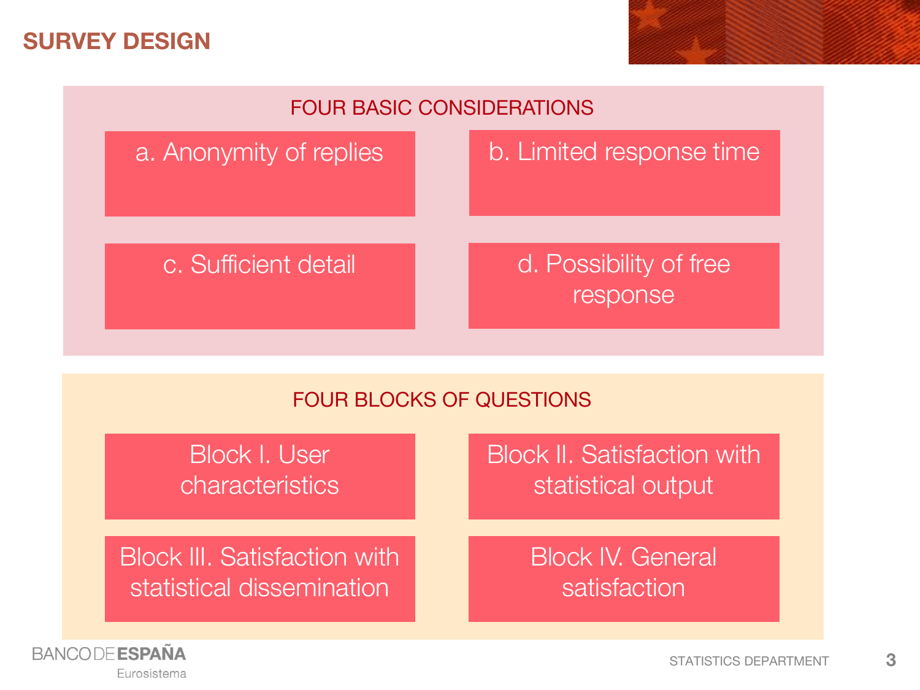# SURVEY DESIGN

## FOUR BASIC CONSIDERATIONS

- a. Anonymity of replies
- b. Limited response time
- c. Sufficient detail
- d. Possibility of free response

## FOUR BLOCKS OF QUESTIONS

- Block I. User characteristics
- Block II. Satisfaction with statistical output
- Block III. Satisfaction with statistical dissemination
- Block IV. General satisfaction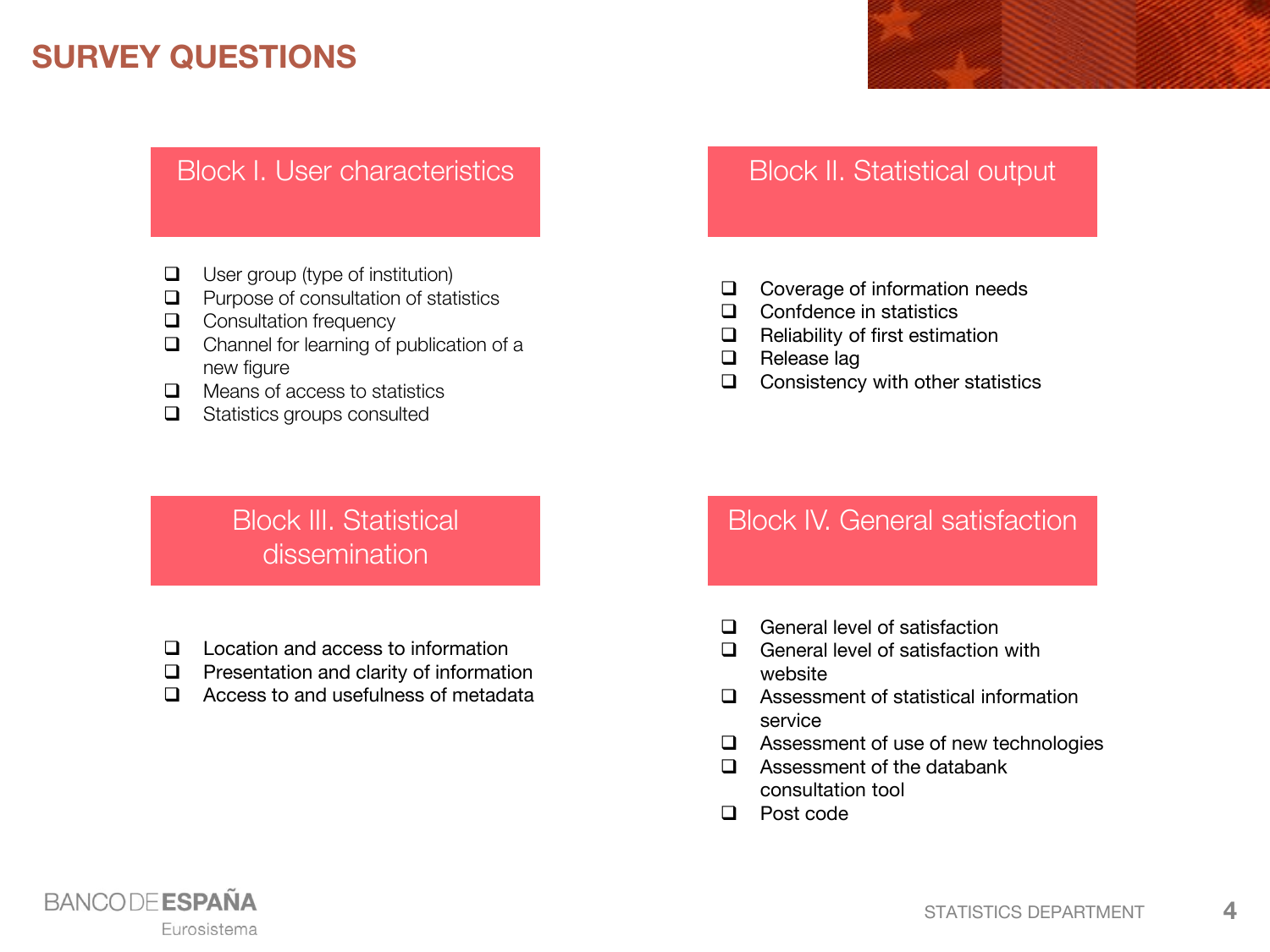# SURVEY QUESTIONS

## Block I. User characteristics

- User group (type of institution)
- Purpose of consultation of statistics
- Consultation frequency
- Channel for learning of publication of a new figure
- Means of access to statistics
- Statistics groups consulted

## Block II. Statistical output

- Coverage of information needs
- Confdence in statistics
- Reliability of first estimation
- Release lag
- Consistency with other statistics

## Block III. Statistical dissemination

- Location and access to information
- Presentation and clarity of information
- Access to and usefulness of metadata

## Block IV. General satisfaction

- General level of satisfaction
- General level of satisfaction with website
- Assessment of statistical information service
- Assessment of use of new technologies
- Assessment of the databank consultation tool
- Post code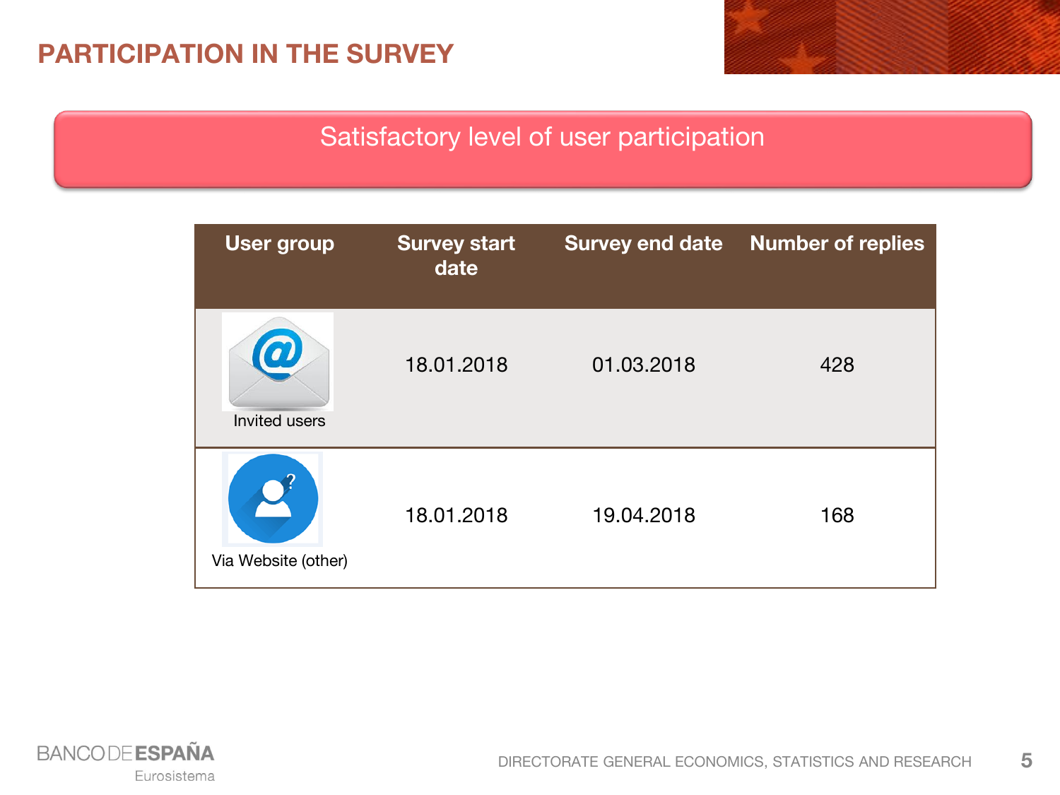## PARTICIPATION IN THE SURVEY

Satisfactory level of user participation

| User group | Survey start date | Survey end date | Number of replies |
|---|---|---|---|
| Invited users | 18.01.2018 | 01.03.2018 | 428 |
| Via Website (other) | 18.01.2018 | 19.04.2018 | 168 |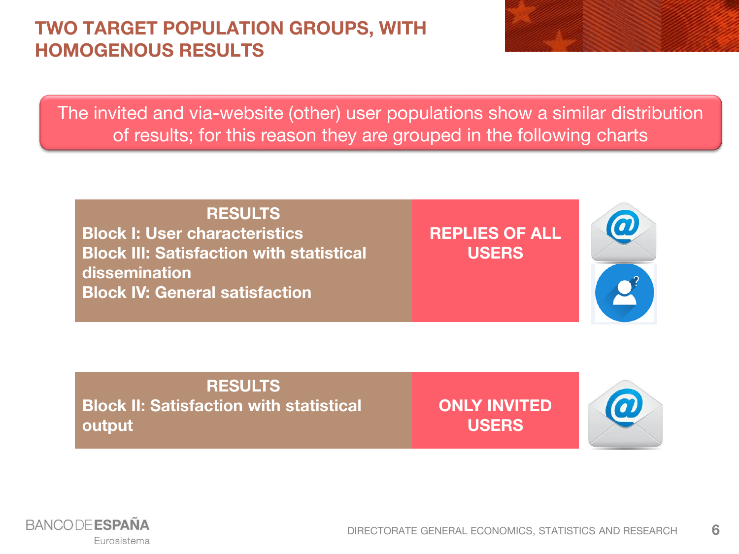# TWO TARGET POPULATION GROUPS, WITH HOMOGENOUS RESULTS

The invited and via-website (other) user populations show a similar distribution of results; for this reason they are grouped in the following charts

| RESULTS | |
|---|---|
| **Block I: User characteristics**<br>**Block III: Satisfaction with statistical dissemination**<br>**Block IV: General satisfaction** | **REPLIES OF ALL USERS** |
| **Block II: Satisfaction with statistical output** | **ONLY INVITED USERS** |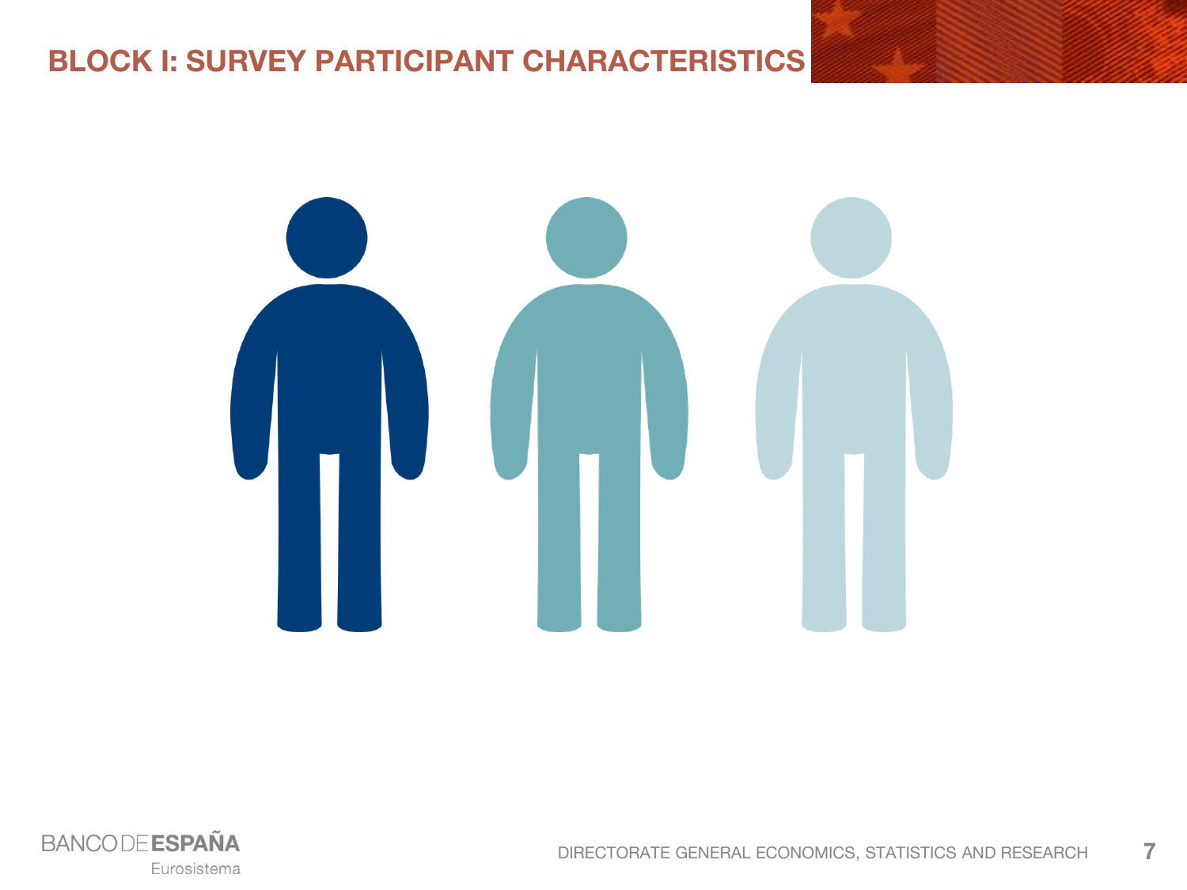# BLOCK I: SURVEY PARTICIPANT CHARACTERISTICS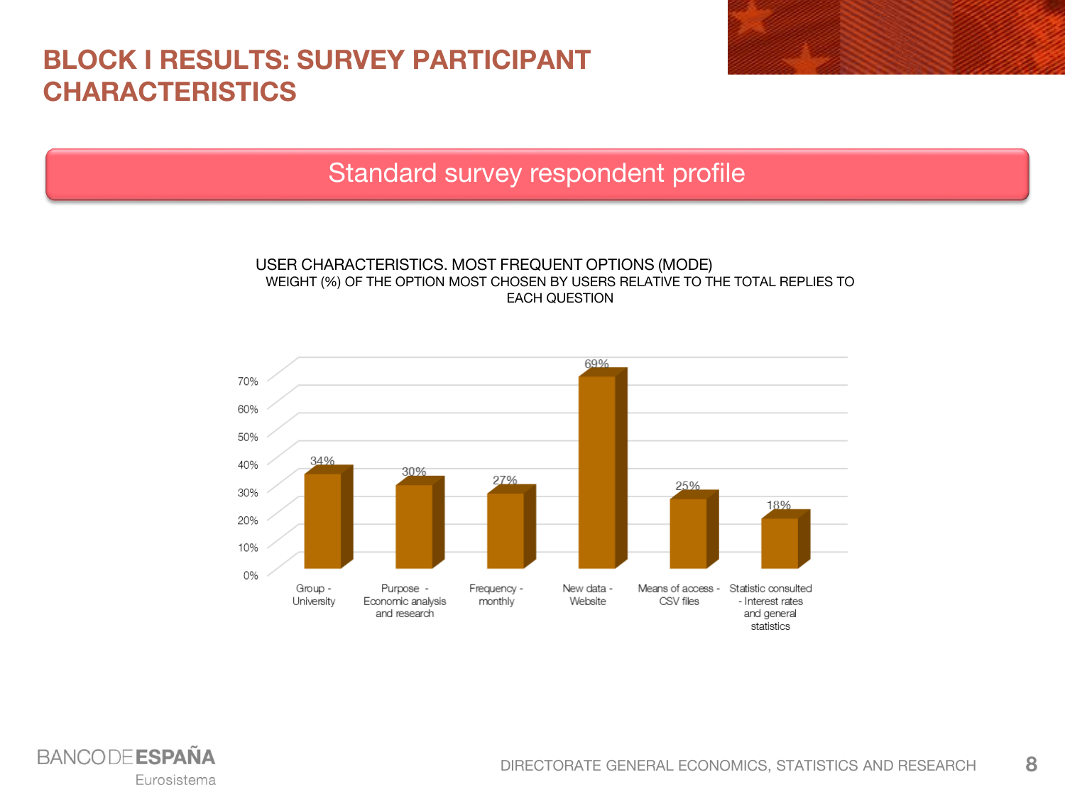# BLOCK I RESULTS: SURVEY PARTICIPANT CHARACTERISTICS

## Standard survey respondent profile

USER CHARACTERISTICS. MOST FREQUENT OPTIONS (MODE)
WEIGHT (%) OF THE OPTION MOST CHOSEN BY USERS RELATIVE TO THE TOTAL REPLIES TO EACH QUESTION

| Option | Weight (%) |
|---|---|
| Group - University | 34% |
| Purpose - Economic analysis and research | 30% |
| Frequency - monthly | 27% |
| New data - Website | 69% |
| Means of access - CSV files | 25% |
| Statistic consulted - Interest rates and general statistics | 18% |

BANCO DE ESPAÑA
Eurosistema

DIRECTORATE GENERAL ECONOMICS, STATISTICS AND RESEARCH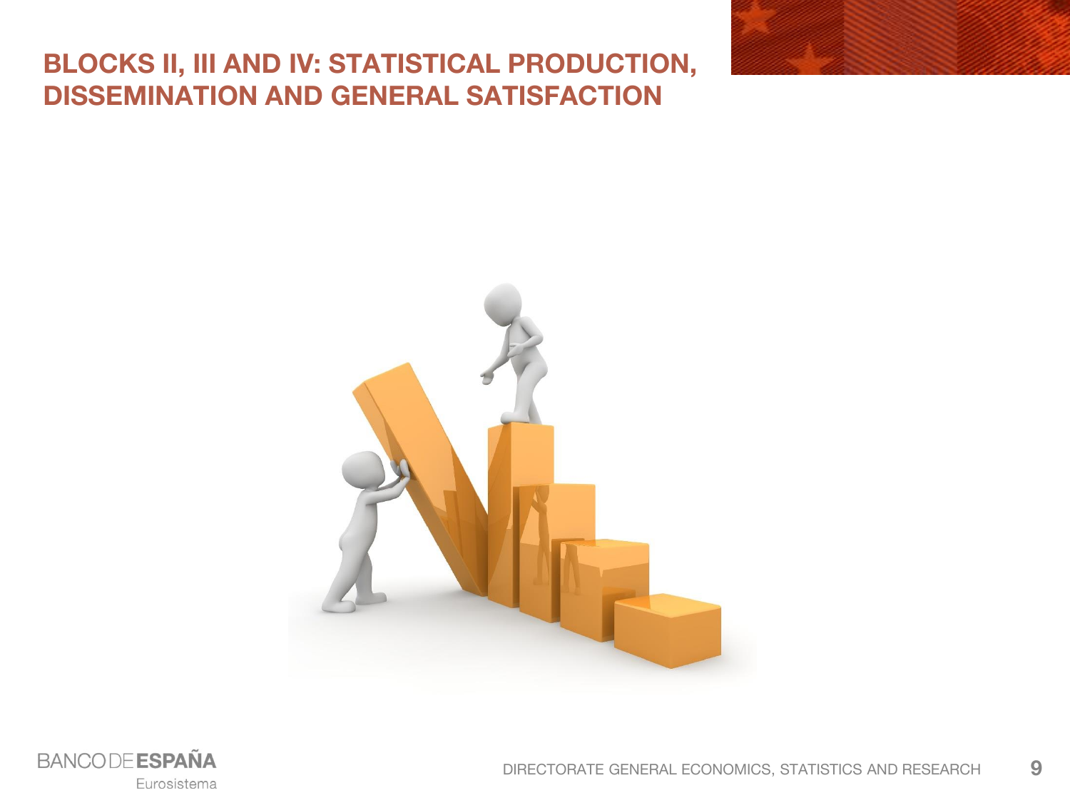# BLOCKS II, III AND IV: STATISTICAL PRODUCTION, DISSEMINATION AND GENERAL SATISFACTION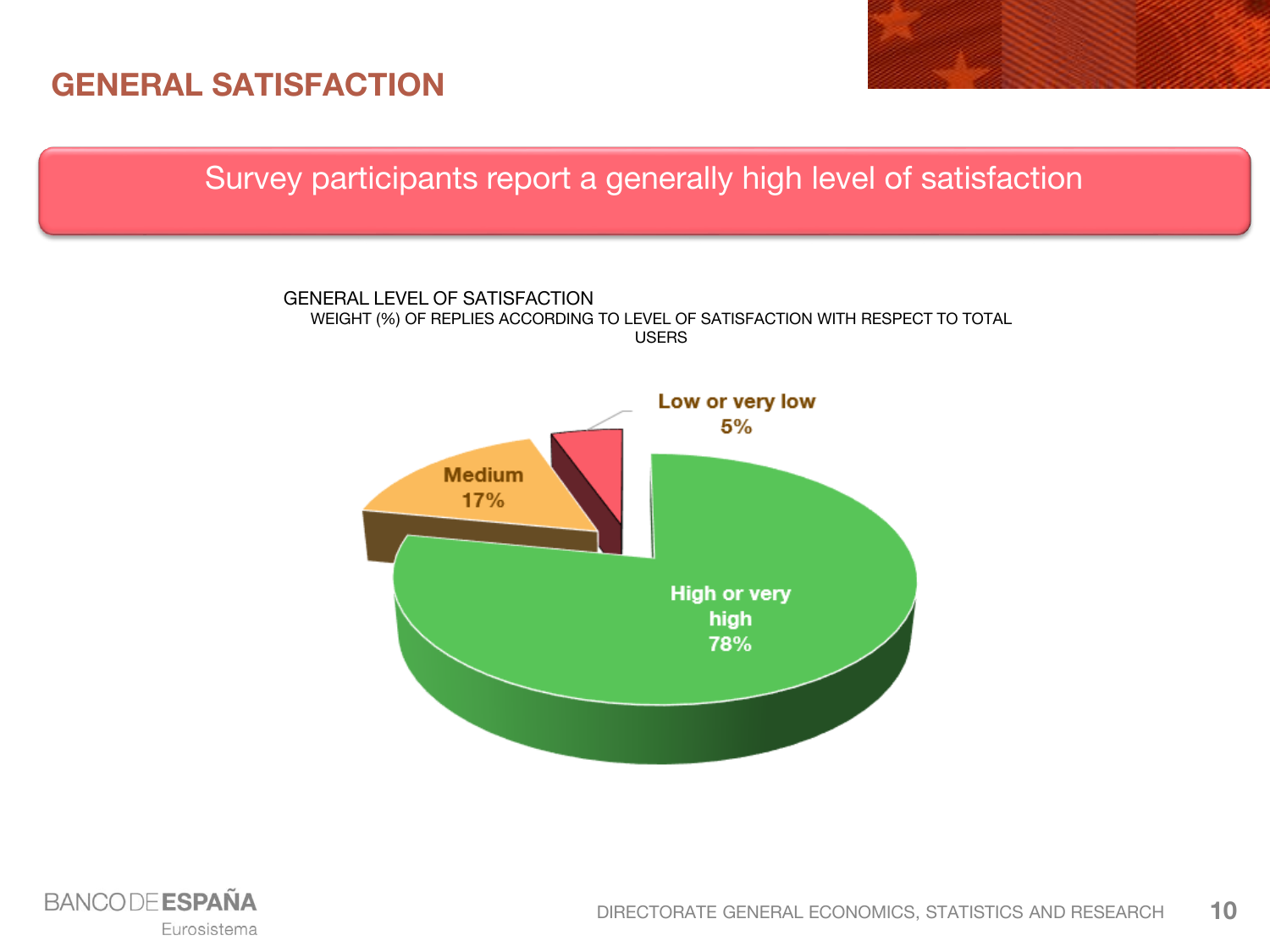# GENERAL SATISFACTION

Survey participants report a generally high level of satisfaction

GENERAL LEVEL OF SATISFACTION

WEIGHT (%) OF REPLIES ACCORDING TO LEVEL OF SATISFACTION WITH RESPECT TO TOTAL USERS

| Level of satisfaction | % |
| --- | --- |
| High or very high | 78% |
| Medium | 17% |
| Low or very low | 5% |

DIRECTORATE GENERAL ECONOMICS, STATISTICS AND RESEARCH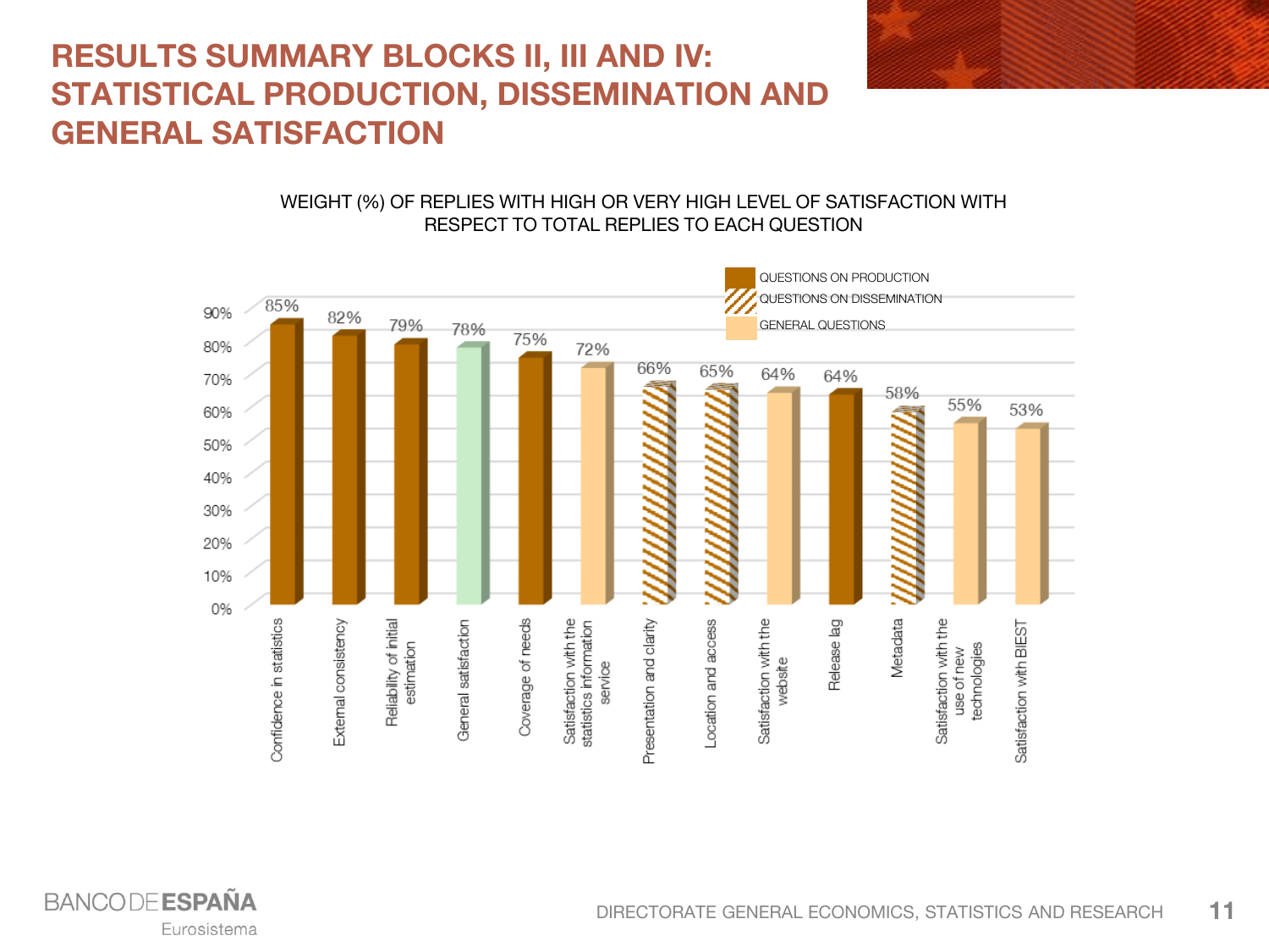# RESULTS SUMMARY BLOCKS II, III AND IV: STATISTICAL PRODUCTION, DISSEMINATION AND GENERAL SATISFACTION

WEIGHT (%) OF REPLIES WITH HIGH OR VERY HIGH LEVEL OF SATISFACTION WITH RESPECT TO TOTAL REPLIES TO EACH QUESTION

| Question | Type | % |
|---|---|---|
| Confidence in statistics | QUESTIONS ON PRODUCTION | 85% |
| External consistency | QUESTIONS ON PRODUCTION | 82% |
| Reliability of initial estimation | QUESTIONS ON PRODUCTION | 79% |
| General satisfaction | | 78% |
| Coverage of needs | QUESTIONS ON PRODUCTION | 75% |
| Satisfaction with the statistics information service | GENERAL QUESTIONS | 72% |
| Presentation and clarity | QUESTIONS ON DISSEMINATION | 66% |
| Location and access | QUESTIONS ON DISSEMINATION | 65% |
| Satisfaction with the website | GENERAL QUESTIONS | 64% |
| Release lag | QUESTIONS ON PRODUCTION | 64% |
| Metadata | QUESTIONS ON DISSEMINATION | 58% |
| Satisfaction with the use of new technologies | GENERAL QUESTIONS | 55% |
| Satisfaction with BIEST | GENERAL QUESTIONS | 53% |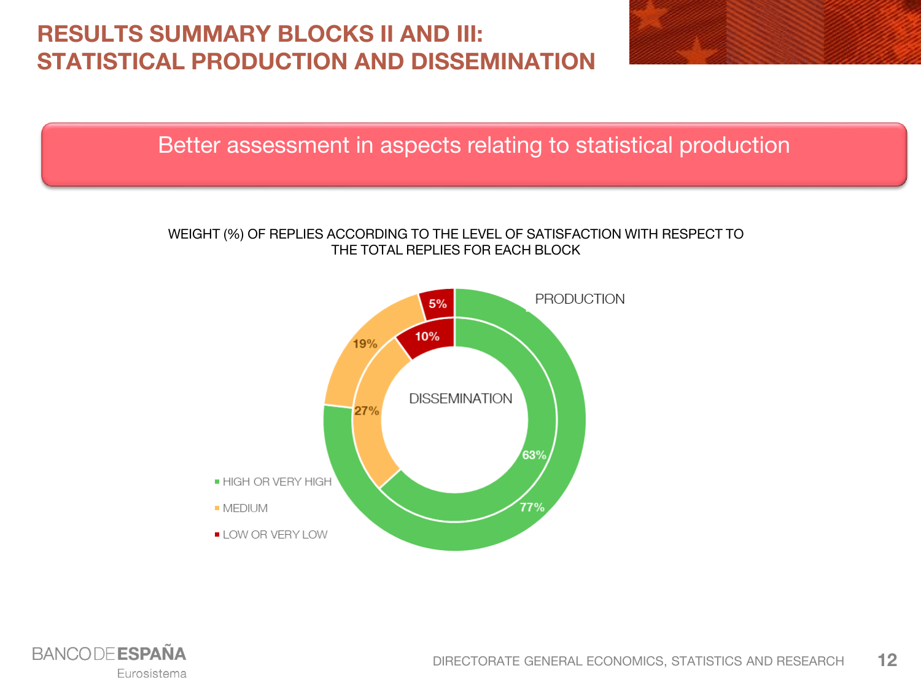# RESULTS SUMMARY BLOCKS II AND III: STATISTICAL PRODUCTION AND DISSEMINATION

Better assessment in aspects relating to statistical production

WEIGHT (%) OF REPLIES ACCORDING TO THE LEVEL OF SATISFACTION WITH RESPECT TO THE TOTAL REPLIES FOR EACH BLOCK

| Level of satisfaction | PRODUCTION | DISSEMINATION |
| --- | --- | --- |
| HIGH OR VERY HIGH | 77% | 63% |
| MEDIUM | 19% | 27% |
| LOW OR VERY LOW | 5% | 10% |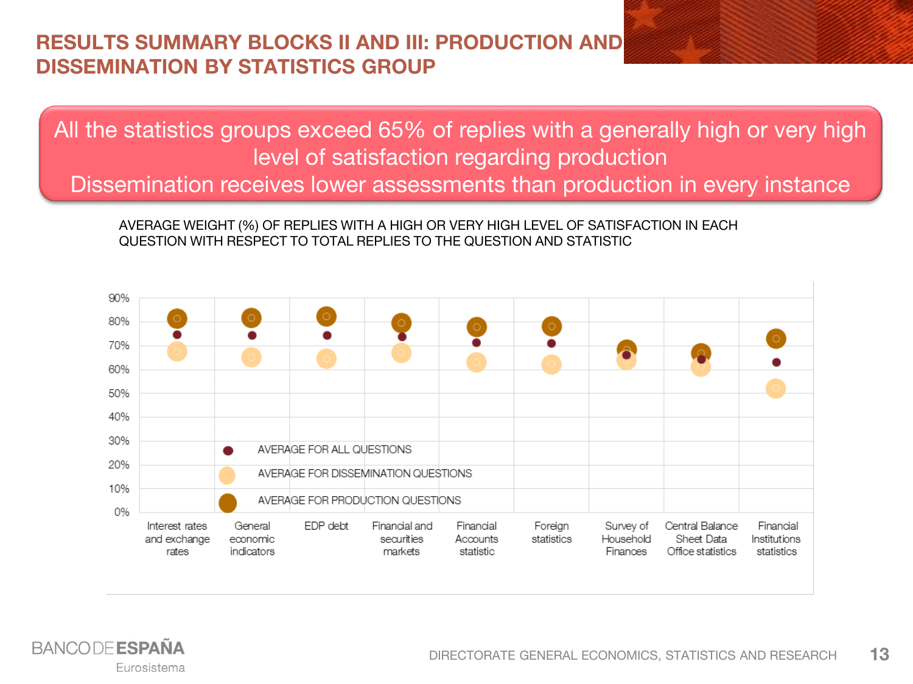# RESULTS SUMMARY BLOCKS II AND III: PRODUCTION AND DISSEMINATION BY STATISTICS GROUP

**All the statistics groups exceed 65% of replies with a generally high or very high level of satisfaction regarding production**

**Dissemination receives lower assessments than production in every instance**

AVERAGE WEIGHT (%) OF REPLIES WITH A HIGH OR VERY HIGH LEVEL OF SATISFACTION IN EACH QUESTION WITH RESPECT TO TOTAL REPLIES TO THE QUESTION AND STATISTIC

- AVERAGE FOR ALL QUESTIONS
- AVERAGE FOR DISSEMINATION QUESTIONS
- AVERAGE FOR PRODUCTION QUESTIONS

Statistics groups: Interest rates and exchange rates; General economic indicators; EDP debt; Financial and securities markets; Financial Accounts statistic; Foreign statistics; Survey of Household Finances; Central Balance Sheet Data Office statistics; Financial Institutions statistics

Axis: 0% – 90%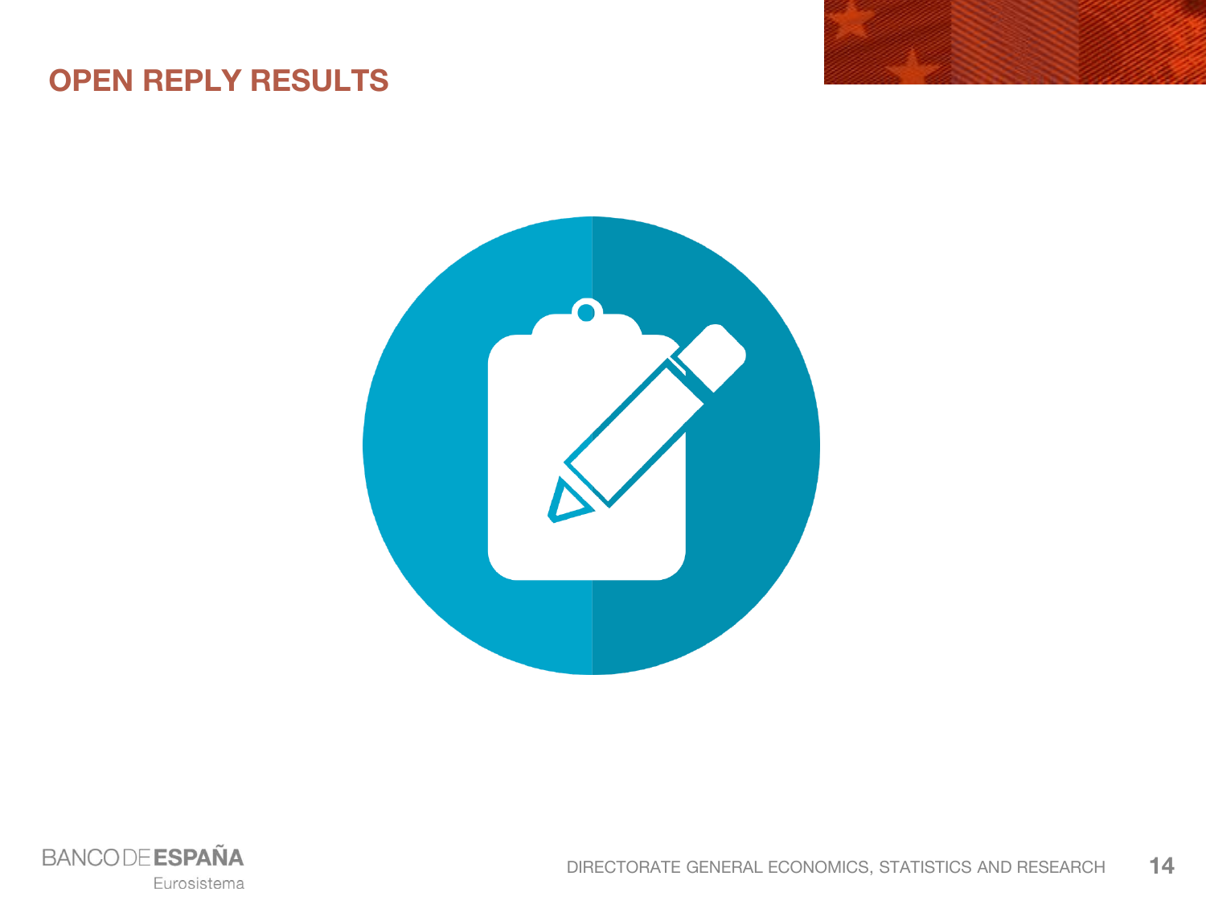# OPEN REPLY RESULTS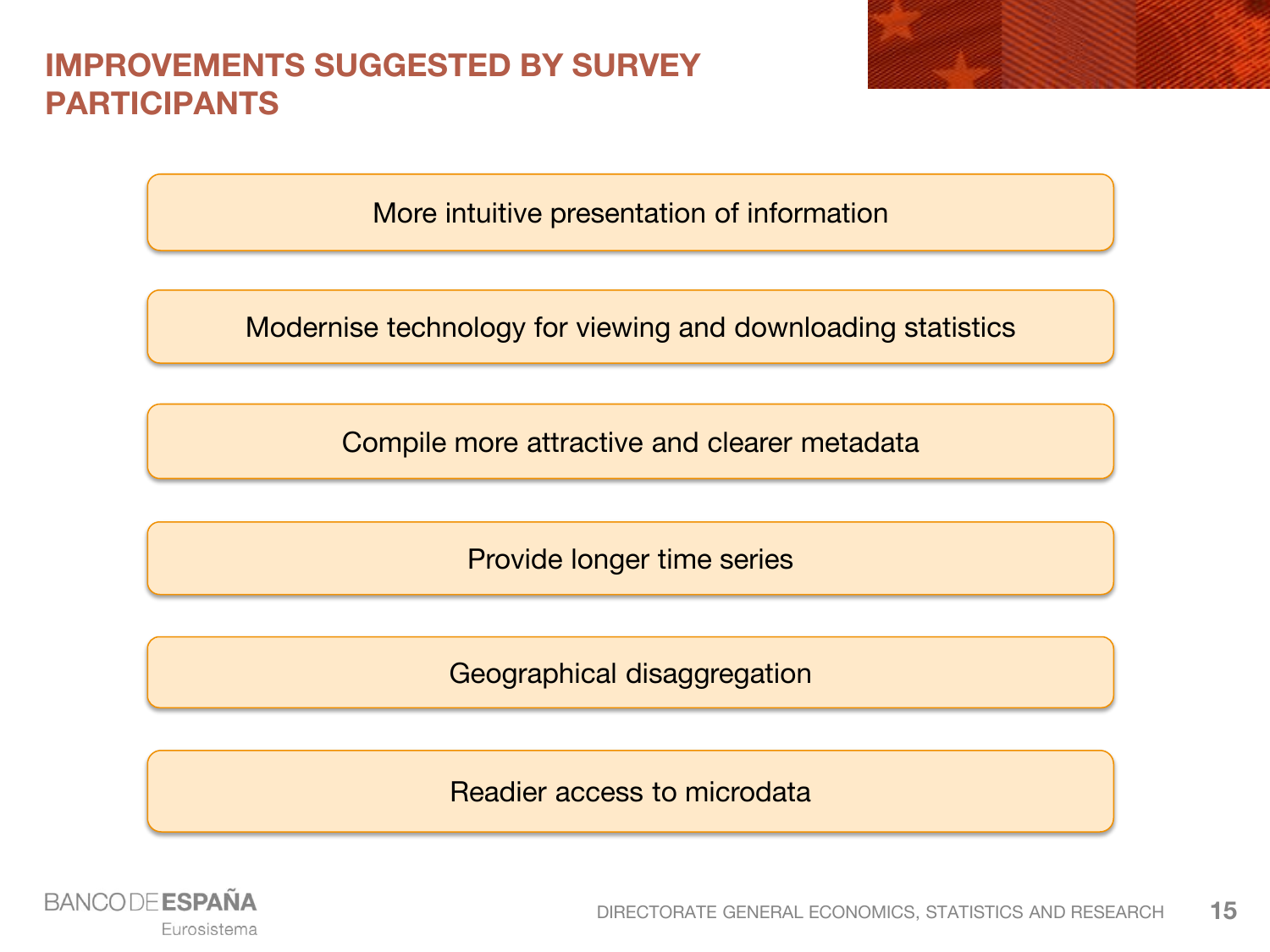# IMPROVEMENTS SUGGESTED BY SURVEY PARTICIPANTS

- More intuitive presentation of information
- Modernise technology for viewing and downloading statistics
- Compile more attractive and clearer metadata
- Provide longer time series
- Geographical disaggregation
- Readier access to microdata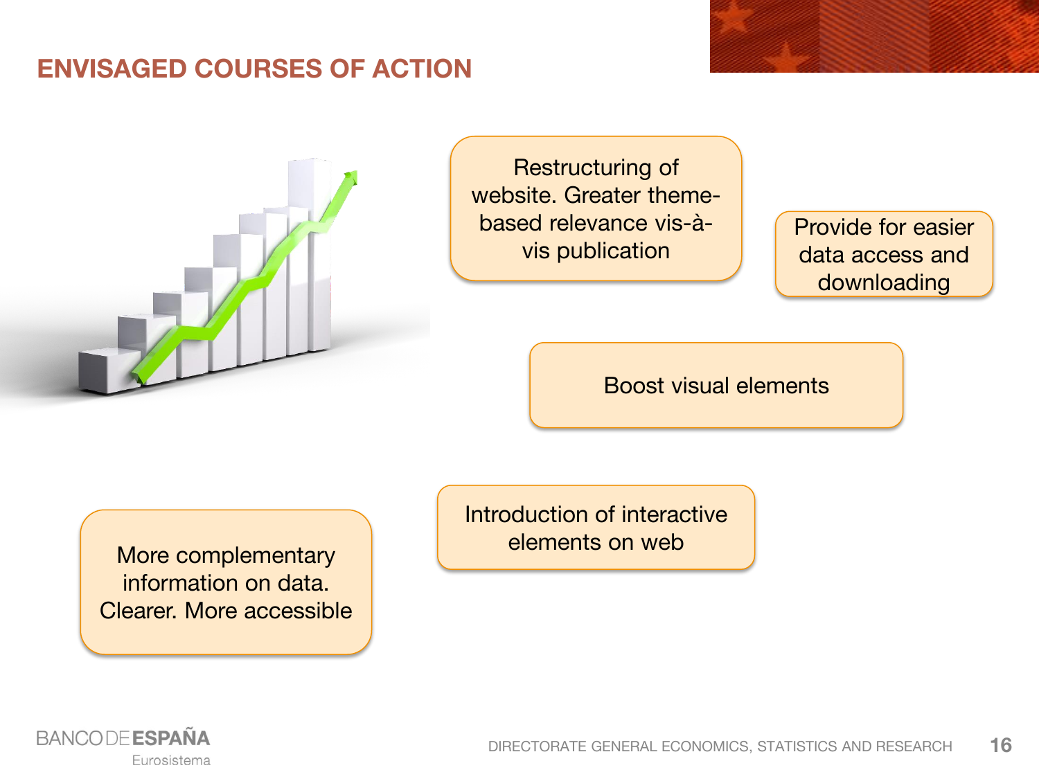# ENVISAGED COURSES OF ACTION

- Restructuring of website. Greater theme-based relevance vis-à-vis publication
- Provide for easier data access and downloading
- Boost visual elements
- Introduction of interactive elements on web
- More complementary information on data. Clearer. More accessible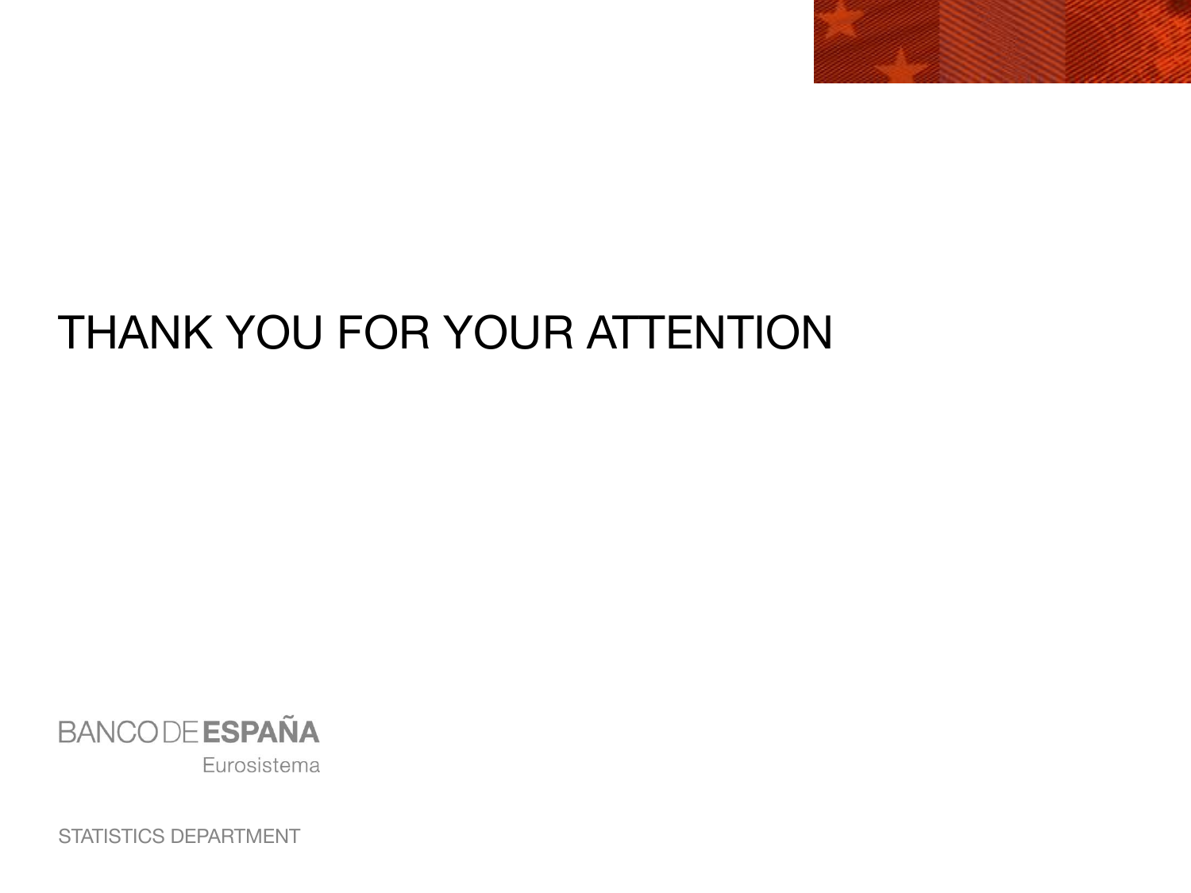# THANK YOU FOR YOUR ATTENTION

BANCO DE **ESPAÑA**

Eurosistema

STATISTICS DEPARTMENT